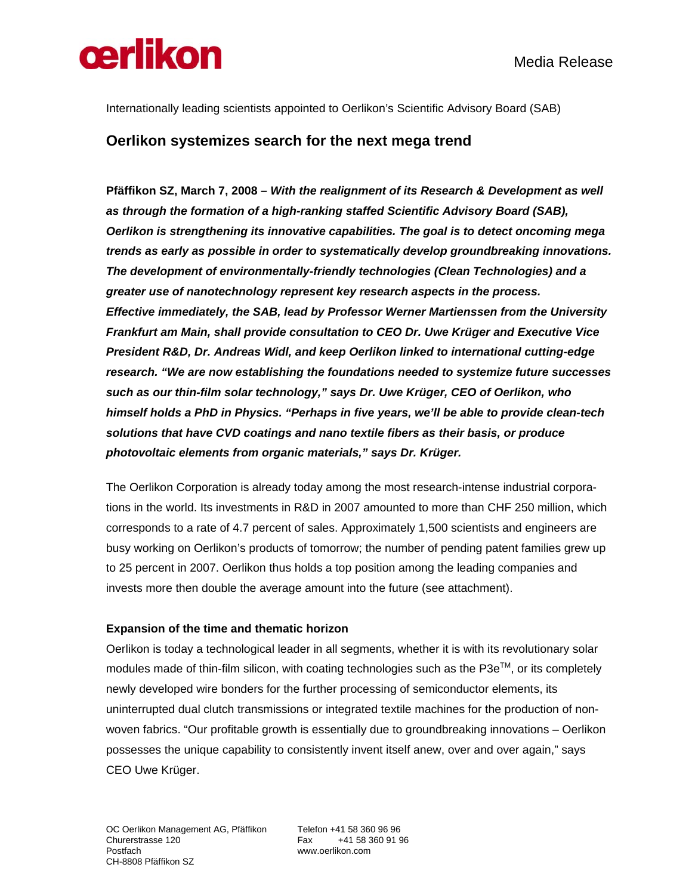Media Release

Internationally leading scientists appointed to Oerlikon's Scientific Advisory Board (SAB)

## Oerlikon systemizes search for the next mega trend

**Pfäffikon SZ, March 7, 2008 –** ***With the realignment of its Research & Development as well as through the formation of a high-ranking staffed Scientific Advisory Board (SAB), Oerlikon is strengthening its innovative capabilities. The goal is to detect oncoming mega trends as early as possible in order to systematically develop groundbreaking innovations. The development of environmentally-friendly technologies (Clean Technologies) and a greater use of nanotechnology represent key research aspects in the process. Effective immediately, the SAB, lead by Professor Werner Martienssen from the University Frankfurt am Main, shall provide consultation to CEO Dr. Uwe Krüger and Executive Vice President R&D, Dr. Andreas Widl, and keep Oerlikon linked to international cutting-edge research. "We are now establishing the foundations needed to systemize future successes such as our thin-film solar technology," says Dr. Uwe Krüger, CEO of Oerlikon, who himself holds a PhD in Physics. "Perhaps in five years, we'll be able to provide clean-tech solutions that have CVD coatings and nano textile fibers as their basis, or produce photovoltaic elements from organic materials," says Dr. Krüger.***

The Oerlikon Corporation is already today among the most research-intense industrial corporations in the world. Its investments in R&D in 2007 amounted to more than CHF 250 million, which corresponds to a rate of 4.7 percent of sales. Approximately 1,500 scientists and engineers are busy working on Oerlikon's products of tomorrow; the number of pending patent families grew up to 25 percent in 2007. Oerlikon thus holds a top position among the leading companies and invests more then double the average amount into the future (see attachment).

**Expansion of the time and thematic horizon**

Oerlikon is today a technological leader in all segments, whether it is with its revolutionary solar modules made of thin-film silicon, with coating technologies such as the P3e™, or its completely newly developed wire bonders for the further processing of semiconductor elements, its uninterrupted dual clutch transmissions or integrated textile machines for the production of non-woven fabrics. "Our profitable growth is essentially due to groundbreaking innovations – Oerlikon possesses the unique capability to consistently invent itself anew, over and over again," says CEO Uwe Krüger.

OC Oerlikon Management AG, Pfäffikon
Churerstrasse 120
Postfach
CH-8808 Pfäffikon SZ

Telefon +41 58 360 96 96
Fax +41 58 360 91 96
www.oerlikon.com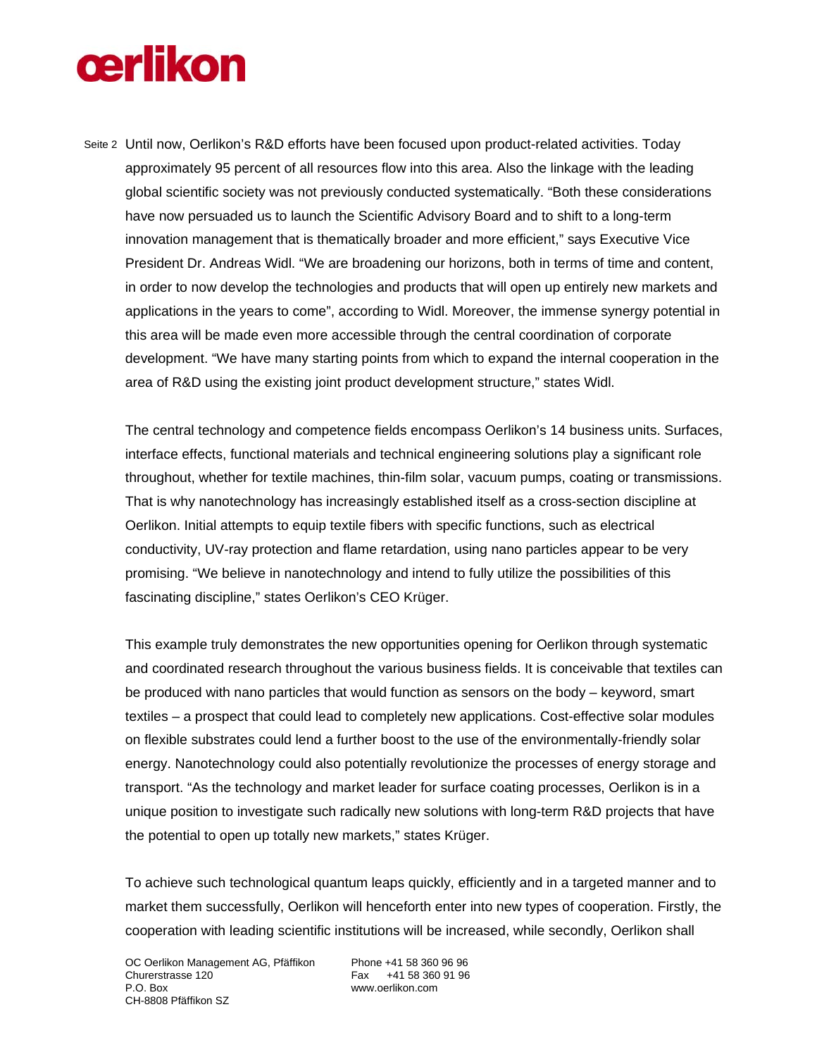Until now, Oerlikon's R&D efforts have been focused upon product-related activities. Today approximately 95 percent of all resources flow into this area. Also the linkage with the leading global scientific society was not previously conducted systematically. "Both these considerations have now persuaded us to launch the Scientific Advisory Board and to shift to a long-term innovation management that is thematically broader and more efficient," says Executive Vice President Dr. Andreas Widl. "We are broadening our horizons, both in terms of time and content, in order to now develop the technologies and products that will open up entirely new markets and applications in the years to come", according to Widl. Moreover, the immense synergy potential in this area will be made even more accessible through the central coordination of corporate development. "We have many starting points from which to expand the internal cooperation in the area of R&D using the existing joint product development structure," states Widl.

The central technology and competence fields encompass Oerlikon's 14 business units. Surfaces, interface effects, functional materials and technical engineering solutions play a significant role throughout, whether for textile machines, thin-film solar, vacuum pumps, coating or transmissions. That is why nanotechnology has increasingly established itself as a cross-section discipline at Oerlikon. Initial attempts to equip textile fibers with specific functions, such as electrical conductivity, UV-ray protection and flame retardation, using nano particles appear to be very promising. "We believe in nanotechnology and intend to fully utilize the possibilities of this fascinating discipline," states Oerlikon's CEO Krüger.

This example truly demonstrates the new opportunities opening for Oerlikon through systematic and coordinated research throughout the various business fields. It is conceivable that textiles can be produced with nano particles that would function as sensors on the body – keyword, smart textiles – a prospect that could lead to completely new applications. Cost-effective solar modules on flexible substrates could lend a further boost to the use of the environmentally-friendly solar energy. Nanotechnology could also potentially revolutionize the processes of energy storage and transport. "As the technology and market leader for surface coating processes, Oerlikon is in a unique position to investigate such radically new solutions with long-term R&D projects that have the potential to open up totally new markets," states Krüger.

To achieve such technological quantum leaps quickly, efficiently and in a targeted manner and to market them successfully, Oerlikon will henceforth enter into new types of cooperation. Firstly, the cooperation with leading scientific institutions will be increased, while secondly, Oerlikon shall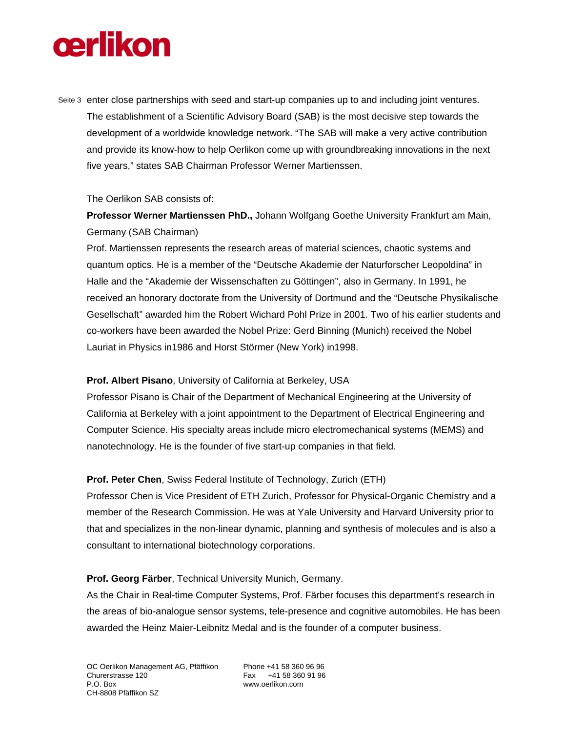enter close partnerships with seed and start-up companies up to and including joint ventures. The establishment of a Scientific Advisory Board (SAB) is the most decisive step towards the development of a worldwide knowledge network. "The SAB will make a very active contribution and provide its know-how to help Oerlikon come up with groundbreaking innovations in the next five years," states SAB Chairman Professor Werner Martienssen.

The Oerlikon SAB consists of:

**Professor Werner Martienssen PhD.,** Johann Wolfgang Goethe University Frankfurt am Main, Germany (SAB Chairman)
Prof. Martienssen represents the research areas of material sciences, chaotic systems and quantum optics. He is a member of the "Deutsche Akademie der Naturforscher Leopoldina" in Halle and the "Akademie der Wissenschaften zu Göttingen", also in Germany. In 1991, he received an honorary doctorate from the University of Dortmund and the "Deutsche Physikalische Gesellschaft" awarded him the Robert Wichard Pohl Prize in 2001. Two of his earlier students and co-workers have been awarded the Nobel Prize: Gerd Binning (Munich) received the Nobel Lauriat in Physics in1986 and Horst Störmer (New York) in1998.

**Prof. Albert Pisano**, University of California at Berkeley, USA
Professor Pisano is Chair of the Department of Mechanical Engineering at the University of California at Berkeley with a joint appointment to the Department of Electrical Engineering and Computer Science. His specialty areas include micro electromechanical systems (MEMS) and nanotechnology. He is the founder of five start-up companies in that field.

**Prof. Peter Chen**, Swiss Federal Institute of Technology, Zurich (ETH)
Professor Chen is Vice President of ETH Zurich, Professor for Physical-Organic Chemistry and a member of the Research Commission. He was at Yale University and Harvard University prior to that and specializes in the non-linear dynamic, planning and synthesis of molecules and is also a consultant to international biotechnology corporations.

**Prof. Georg Färber**, Technical University Munich, Germany.
As the Chair in Real-time Computer Systems, Prof. Färber focuses this department's research in the areas of bio-analogue sensor systems, tele-presence and cognitive automobiles. He has been awarded the Heinz Maier-Leibnitz Medal and is the founder of a computer business.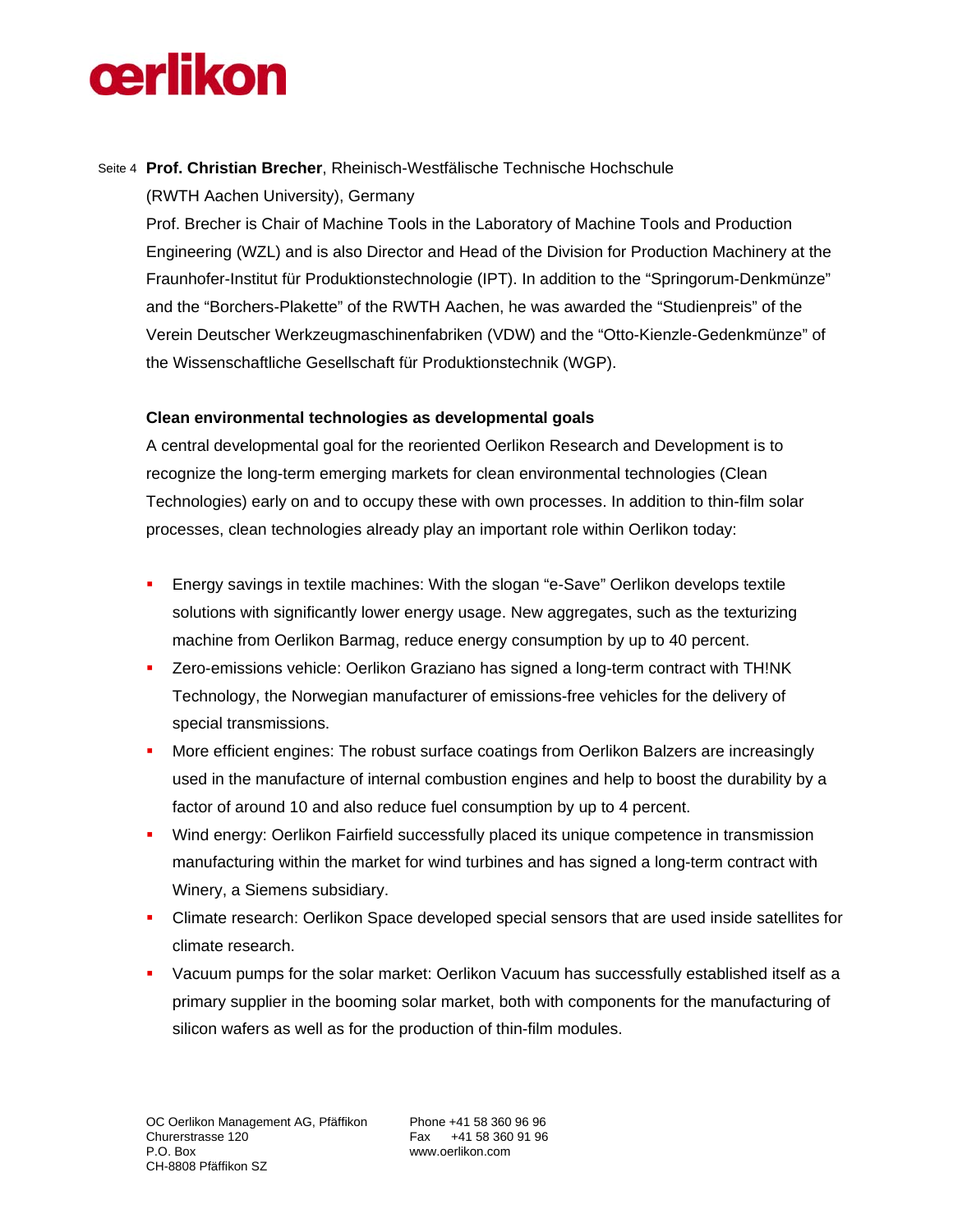**Prof. Christian Brecher**, Rheinisch-Westfälische Technische Hochschule (RWTH Aachen University), Germany

Prof. Brecher is Chair of Machine Tools in the Laboratory of Machine Tools and Production Engineering (WZL) and is also Director and Head of the Division for Production Machinery at the Fraunhofer-Institut für Produktionstechnologie (IPT). In addition to the "Springorum-Denkmünze" and the "Borchers-Plakette" of the RWTH Aachen, he was awarded the "Studienpreis" of the Verein Deutscher Werkzeugmaschinenfabriken (VDW) and the "Otto-Kienzle-Gedenkmünze" of the Wissenschaftliche Gesellschaft für Produktionstechnik (WGP).

**Clean environmental technologies as developmental goals**

A central developmental goal for the reoriented Oerlikon Research and Development is to recognize the long-term emerging markets for clean environmental technologies (Clean Technologies) early on and to occupy these with own processes. In addition to thin-film solar processes, clean technologies already play an important role within Oerlikon today:

- Energy savings in textile machines: With the slogan "e-Save" Oerlikon develops textile solutions with significantly lower energy usage. New aggregates, such as the texturizing machine from Oerlikon Barmag, reduce energy consumption by up to 40 percent.
- Zero-emissions vehicle: Oerlikon Graziano has signed a long-term contract with TH!NK Technology, the Norwegian manufacturer of emissions-free vehicles for the delivery of special transmissions.
- More efficient engines: The robust surface coatings from Oerlikon Balzers are increasingly used in the manufacture of internal combustion engines and help to boost the durability by a factor of around 10 and also reduce fuel consumption by up to 4 percent.
- Wind energy: Oerlikon Fairfield successfully placed its unique competence in transmission manufacturing within the market for wind turbines and has signed a long-term contract with Winery, a Siemens subsidiary.
- Climate research: Oerlikon Space developed special sensors that are used inside satellites for climate research.
- Vacuum pumps for the solar market: Oerlikon Vacuum has successfully established itself as a primary supplier in the booming solar market, both with components for the manufacturing of silicon wafers as well as for the production of thin-film modules.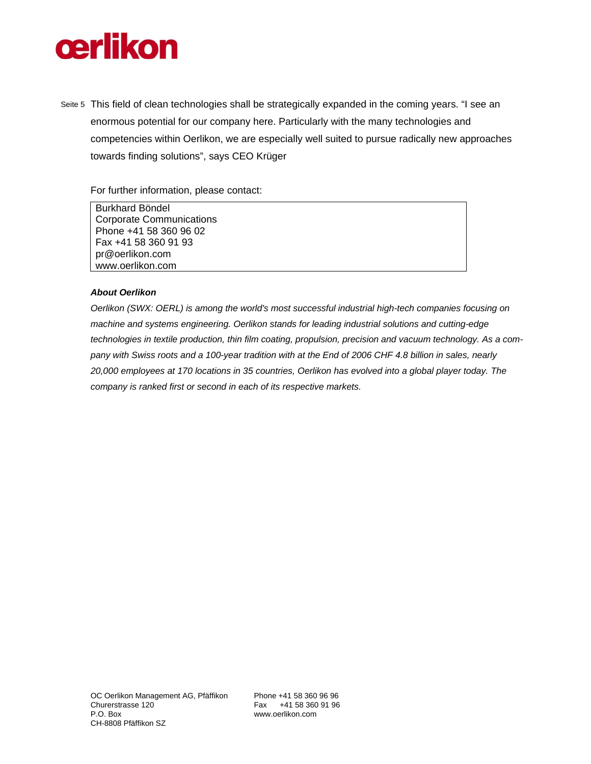This field of clean technologies shall be strategically expanded in the coming years. “I see an enormous potential for our company here. Particularly with the many technologies and competencies within Oerlikon, we are especially well suited to pursue radically new approaches towards finding solutions”, says CEO Krüger

For further information, please contact:

Burkhard Böndel
Corporate Communications
Phone +41 58 360 96 02
Fax +41 58 360 91 93
pr@oerlikon.com
www.oerlikon.com

***About Oerlikon***

*Oerlikon (SWX: OERL) is among the world's most successful industrial high-tech companies focusing on machine and systems engineering. Oerlikon stands for leading industrial solutions and cutting-edge technologies in textile production, thin film coating, propulsion, precision and vacuum technology. As a company with Swiss roots and a 100-year tradition with at the End of 2006 CHF 4.8 billion in sales, nearly 20,000 employees at 170 locations in 35 countries, Oerlikon has evolved into a global player today. The company is ranked first or second in each of its respective markets.*

OC Oerlikon Management AG, Pfäffikon
Churerstrasse 120
P.O. Box
CH-8808 Pfäffikon SZ

Phone +41 58 360 96 96
Fax +41 58 360 91 96
www.oerlikon.com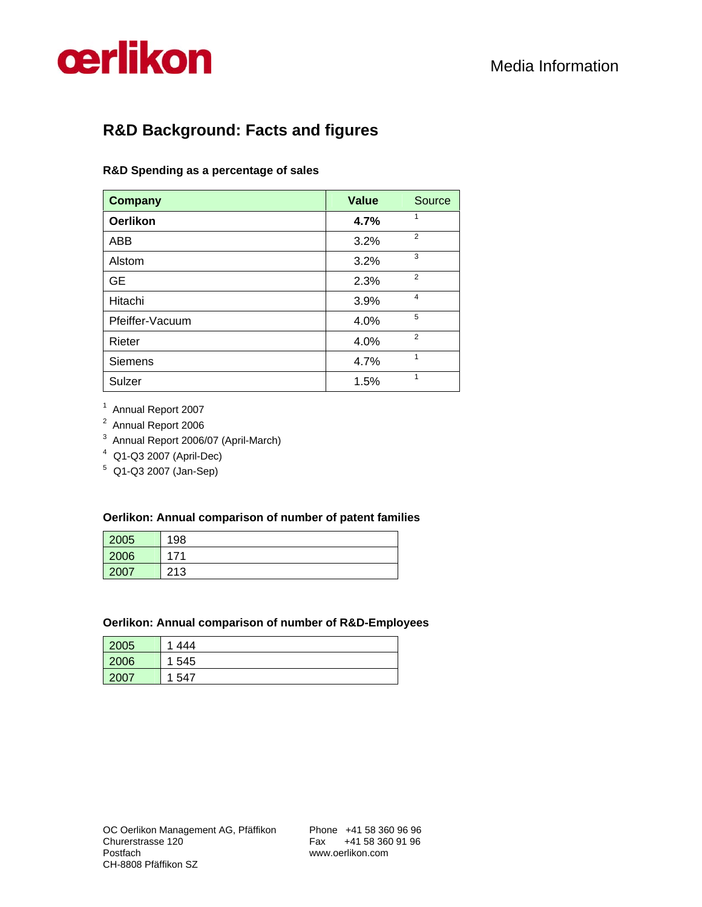# R&D Background: Facts and figures

**R&D Spending as a percentage of sales**

| Company | Value | Source |
|---|---|---|
| **Oerlikon** | **4.7%** | 1 |
| ABB | 3.2% | 2 |
| Alstom | 3.2% | 3 |
| GE | 2.3% | 2 |
| Hitachi | 3.9% | 4 |
| Pfeiffer-Vacuum | 4.0% | 5 |
| Rieter | 4.0% | 2 |
| Siemens | 4.7% | 1 |
| Sulzer | 1.5% | 1 |

[1] Annual Report 2007
[2] Annual Report 2006
[3] Annual Report 2006/07 (April-March)
[4] Q1-Q3 2007 (April-Dec)
[5] Q1-Q3 2007 (Jan-Sep)

**Oerlikon: Annual comparison of number of patent families**

| Year | Number |
|---|---|
| 2005 | 198 |
| 2006 | 171 |
| 2007 | 213 |

**Oerlikon: Annual comparison of number of R&D-Employees**

| Year | Number |
|---|---|
| 2005 | 1 444 |
| 2006 | 1 545 |
| 2007 | 1 547 |

OC Oerlikon Management AG, Pfäffikon
Churerstrasse 120
Postfach
CH-8808 Pfäffikon SZ

Phone +41 58 360 96 96
Fax +41 58 360 91 96
www.oerlikon.com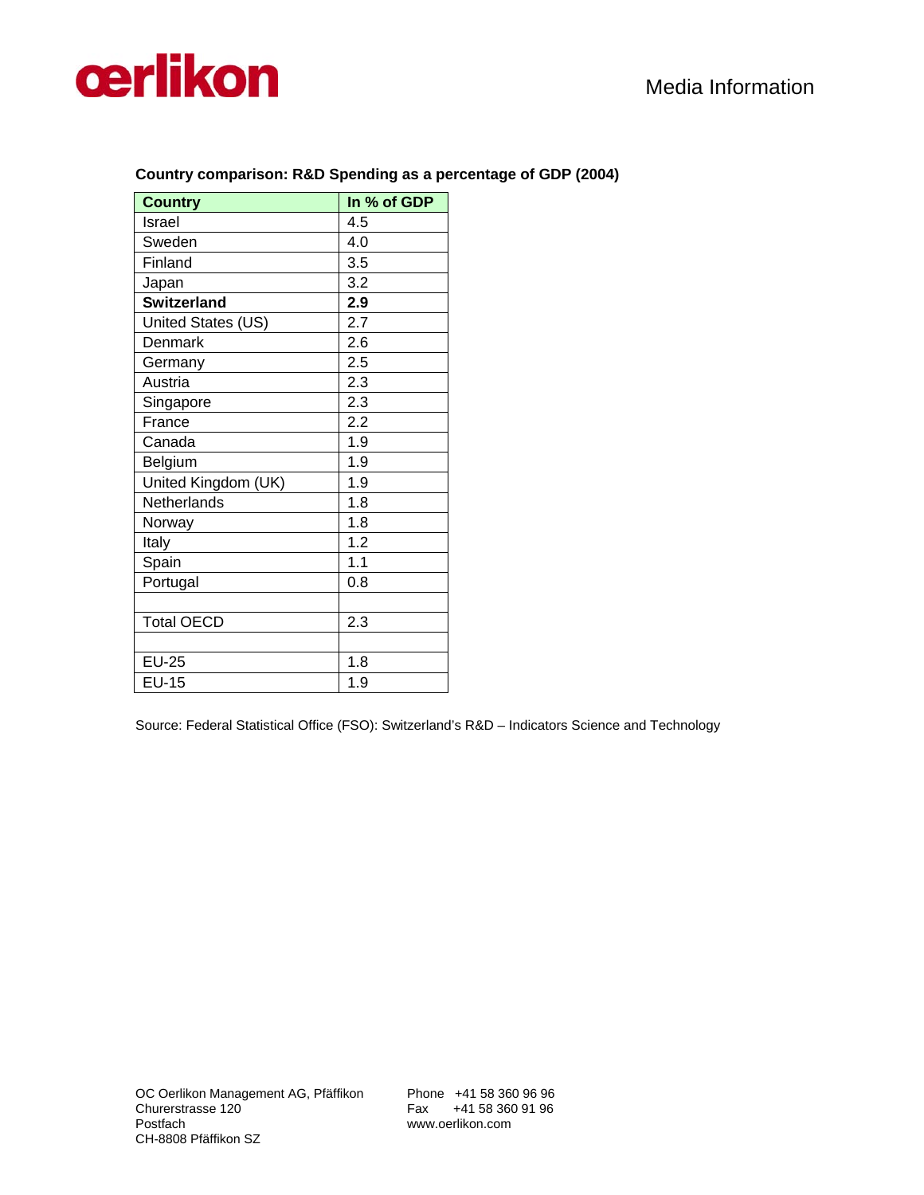**Country comparison: R&D Spending as a percentage of GDP (2004)**

| Country | In % of GDP |
|---|---|
| Israel | 4.5 |
| Sweden | 4.0 |
| Finland | 3.5 |
| Japan | 3.2 |
| **Switzerland** | **2.9** |
| United States (US) | 2.7 |
| Denmark | 2.6 |
| Germany | 2.5 |
| Austria | 2.3 |
| Singapore | 2.3 |
| France | 2.2 |
| Canada | 1.9 |
| Belgium | 1.9 |
| United Kingdom (UK) | 1.9 |
| Netherlands | 1.8 |
| Norway | 1.8 |
| Italy | 1.2 |
| Spain | 1.1 |
| Portugal | 0.8 |
| | |
| Total OECD | 2.3 |
| | |
| EU-25 | 1.8 |
| EU-15 | 1.9 |

Source: Federal Statistical Office (FSO): Switzerland's R&D – Indicators Science and Technology